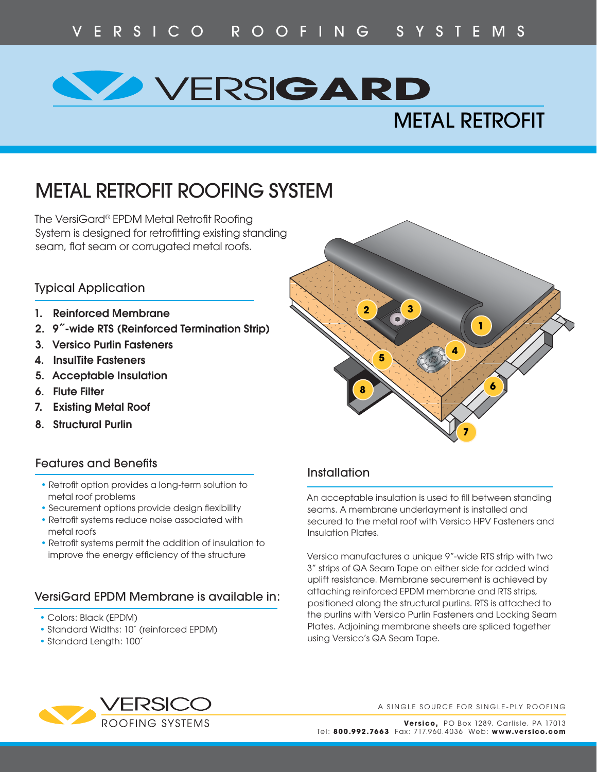# VERSIGARD

## METAL RETROFIT

# METAL RETROFIT ROOFING SYSTEM

The VersiGard® EPDM Metal Retrofit Roofing System is designed for retrofitting existing standing seam, flat seam or corrugated metal roofs.

### Typical Application

1. **Reinforced Membrane**
2. **9˝-wide RTS (Reinforced Termination Strip)**
3. **Versico Purlin Fasteners**
4. **InsulTite Fasteners**
5. **Acceptable Insulation**
6. **Flute Filter**
7. **Existing Metal Roof**
8. **Structural Purlin**

### Features and Benefits

- Retrofit option provides a long-term solution to metal roof problems
- Securement options provide design flexibility
- Retrofit systems reduce noise associated with metal roofs
- Retrofit systems permit the addition of insulation to improve the energy efficiency of the structure

### VersiGard EPDM Membrane is available in:

- Colors: Black (EPDM)
- Standard Widths: 10´ (reinforced EPDM)
- Standard Length: 100´

### Installation

An acceptable insulation is used to fill between standing seams. A membrane underlayment is installed and secured to the metal roof with Versico HPV Fasteners and Insulation Plates.

Versico manufactures a unique 9"-wide RTS strip with two 3" strips of QA Seam Tape on either side for added wind uplift resistance. Membrane securement is achieved by attaching reinforced EPDM membrane and RTS strips, positioned along the structural purlins. RTS is attached to the purlins with Versico Purlin Fasteners and Locking Seam Plates. Adjoining membrane sheets are spliced together using Versico's QA Seam Tape.

VERSICO ROOFING SYSTEMS

A SINGLE SOURCE FOR SINGLE-PLY ROOFING

**Versico,** PO Box 1289, Carlisle, PA 17013
Tel: **800.992.7663** Fax: 717.960.4036 Web: **www.versico.com**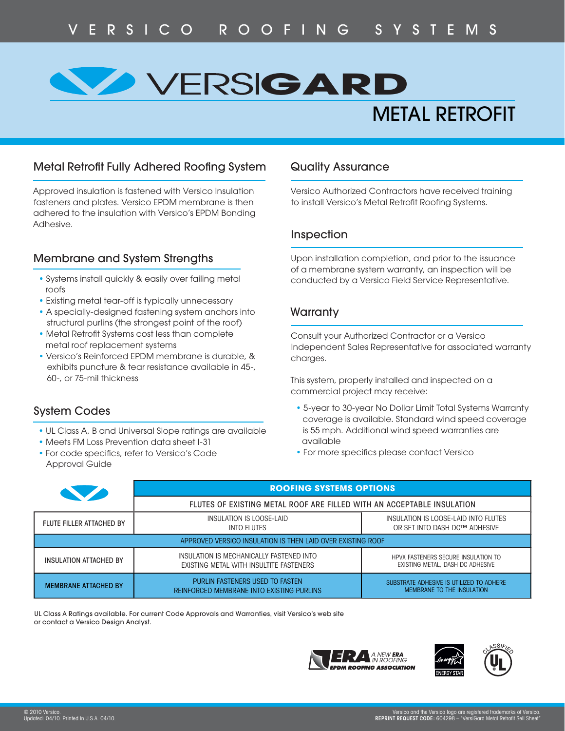VERSICO ROOFING SYSTEMS

# VERSIGARD

## METAL RETROFIT

### Metal Retrofit Fully Adhered Roofing System

Approved insulation is fastened with Versico Insulation fasteners and plates. Versico EPDM membrane is then adhered to the insulation with Versico's EPDM Bonding Adhesive.

### Membrane and System Strengths

- Systems install quickly & easily over failing metal roofs
- Existing metal tear-off is typically unnecessary
- A specially-designed fastening system anchors into structural purlins (the strongest point of the roof)
- Metal Retrofit Systems cost less than complete metal roof replacement systems
- Versico's Reinforced EPDM membrane is durable, & exhibits puncture & tear resistance available in 45-, 60-, or 75-mil thickness

### System Codes

- UL Class A, B and Universal Slope ratings are available
- Meets FM Loss Prevention data sheet I-31
- For code specifics, refer to Versico's Code Approval Guide

### Quality Assurance

Versico Authorized Contractors have received training to install Versico's Metal Retrofit Roofing Systems.

### Inspection

Upon installation completion, and prior to the issuance of a membrane system warranty, an inspection will be conducted by a Versico Field Service Representative.

### Warranty

Consult your Authorized Contractor or a Versico Independent Sales Representative for associated warranty charges.

This system, properly installed and inspected on a commercial project may receive:

- 5-year to 30-year No Dollar Limit Total Systems Warranty coverage is available. Standard wind speed coverage is 55 mph. Additional wind speed warranties are available
- For more specifics please contact Versico

| | ROOFING SYSTEMS OPTIONS | |
|---|---|---|
| | FLUTES OF EXISTING METAL ROOF ARE FILLED WITH AN ACCEPTABLE INSULATION | |
| FLUTE FILLER ATTACHED BY | INSULATION IS LOOSE-LAID INTO FLUTES | INSULATION IS LOOSE-LAID INTO FLUTES OR SET INTO DASH DC™ ADHESIVE |
| APPROVED VERSICO INSULATION IS THEN LAID OVER EXISTING ROOF | | |
| INSULATION ATTACHED BY | INSULATION IS MECHANICALLY FASTENED INTO EXISTING METAL WITH INSULTITE FASTENERS | HPVX FASTENERS SECURE INSULATION TO EXISTING METAL, DASH DC ADHESIVE |
| MEMBRANE ATTACHED BY | PURLIN FASTENERS USED TO FASTEN REINFORCED MEMBRANE INTO EXISTING PURLINS | SUBSTRATE ADHESIVE IS UTILIZED TO ADHERE MEMBRANE TO THE INSULATION |

UL Class A Ratings available. For current Code Approvals and Warranties, visit Versico's web site or contact a Versico Design Analyst.

ERA A NEW ERA IN ROOFING EPDM ROOFING ASSOCIATION

ENERGY STAR

CLASSIFIED UL

© 2010 Versico.
Updated: 04/10. Printed In U.S.A. 04/10.

Versico and the Versico logo are registered trademarks of Versico.
**REPRINT REQUEST CODE:** 604298 – "VersiGard Metal Retrofit Sell Sheet"